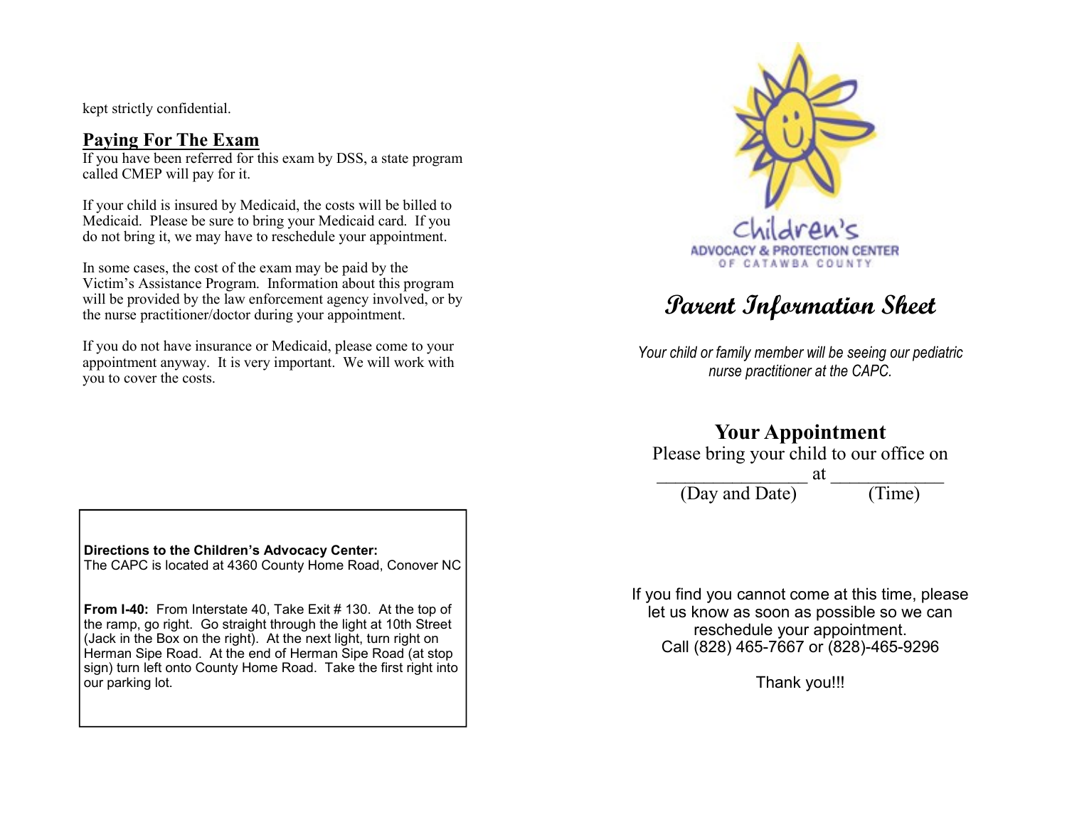kept strictly confidential.

## Paying For The Exam

If you have been referred for this exam by DSS, a state program called CMEP will pay for it.

If your child is insured by Medicaid, the costs will be billed to Medicaid. Please be sure to bring your Medicaid card. If you do not bring it, we may have to reschedule your appointment.

In some cases, the cost of the exam may be paid by the Victim's Assistance Program. Information about this program will be provided by the law enforcement agency involved, or by the nurse practitioner/doctor during your appointment.

If you do not have insurance or Medicaid, please come to your appointment anyway. It is very important. We will work with you to cover the costs.

**Directions to the Children's Advocacy Center:**
The CAPC is located at 4360 County Home Road, Conover NC

**From I-40:** From Interstate 40, Take Exit # 130. At the top of the ramp, go right. Go straight through the light at 10th Street (Jack in the Box on the right). At the next light, turn right on Herman Sipe Road. At the end of Herman Sipe Road (at stop sign) turn left onto County Home Road. Take the first right into our parking lot.

Children's
ADVOCACY & PROTECTION CENTER
OF CATAWBA COUNTY

# Parent Information Sheet

*Your child or family member will be seeing our pediatric nurse practitioner at the CAPC.*

## Your Appointment

Please bring your child to our office on

_______________ at ___________
(Day and Date) (Time)

If you find you cannot come at this time, please let us know as soon as possible so we can reschedule your appointment.
Call (828) 465-7667 or (828)-465-9296

Thank you!!!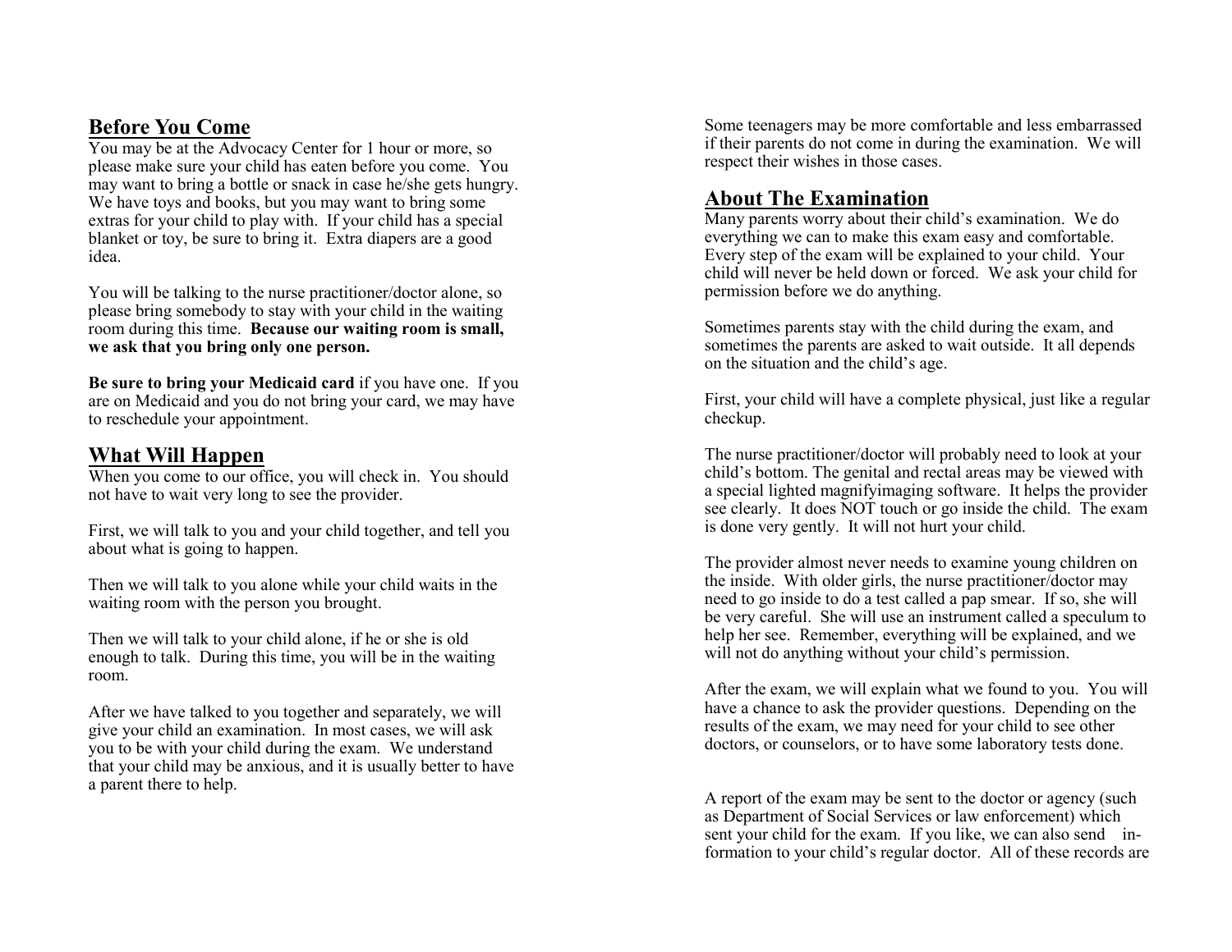## Before You Come

You may be at the Advocacy Center for 1 hour or more, so please make sure your child has eaten before you come. You may want to bring a bottle or snack in case he/she gets hungry. We have toys and books, but you may want to bring some extras for your child to play with. If your child has a special blanket or toy, be sure to bring it. Extra diapers are a good idea.

You will be talking to the nurse practitioner/doctor alone, so please bring somebody to stay with your child in the waiting room during this time. **Because our waiting room is small, we ask that you bring only one person.**

**Be sure to bring your Medicaid card** if you have one. If you are on Medicaid and you do not bring your card, we may have to reschedule your appointment.

## What Will Happen

When you come to our office, you will check in. You should not have to wait very long to see the provider.

First, we will talk to you and your child together, and tell you about what is going to happen.

Then we will talk to you alone while your child waits in the waiting room with the person you brought.

Then we will talk to your child alone, if he or she is old enough to talk. During this time, you will be in the waiting room.

After we have talked to you together and separately, we will give your child an examination. In most cases, we will ask you to be with your child during the exam. We understand that your child may be anxious, and it is usually better to have a parent there to help.

Some teenagers may be more comfortable and less embarrassed if their parents do not come in during the examination. We will respect their wishes in those cases.

## About The Examination

Many parents worry about their child's examination. We do everything we can to make this exam easy and comfortable. Every step of the exam will be explained to your child. Your child will never be held down or forced. We ask your child for permission before we do anything.

Sometimes parents stay with the child during the exam, and sometimes the parents are asked to wait outside. It all depends on the situation and the child's age.

First, your child will have a complete physical, just like a regular checkup.

The nurse practitioner/doctor will probably need to look at your child's bottom. The genital and rectal areas may be viewed with a special lighted magnifyimaging software. It helps the provider see clearly. It does NOT touch or go inside the child. The exam is done very gently. It will not hurt your child.

The provider almost never needs to examine young children on the inside. With older girls, the nurse practitioner/doctor may need to go inside to do a test called a pap smear. If so, she will be very careful. She will use an instrument called a speculum to help her see. Remember, everything will be explained, and we will not do anything without your child's permission.

After the exam, we will explain what we found to you. You will have a chance to ask the provider questions. Depending on the results of the exam, we may need for your child to see other doctors, or counselors, or to have some laboratory tests done.

A report of the exam may be sent to the doctor or agency (such as Department of Social Services or law enforcement) which sent your child for the exam. If you like, we can also send information to your child's regular doctor. All of these records are